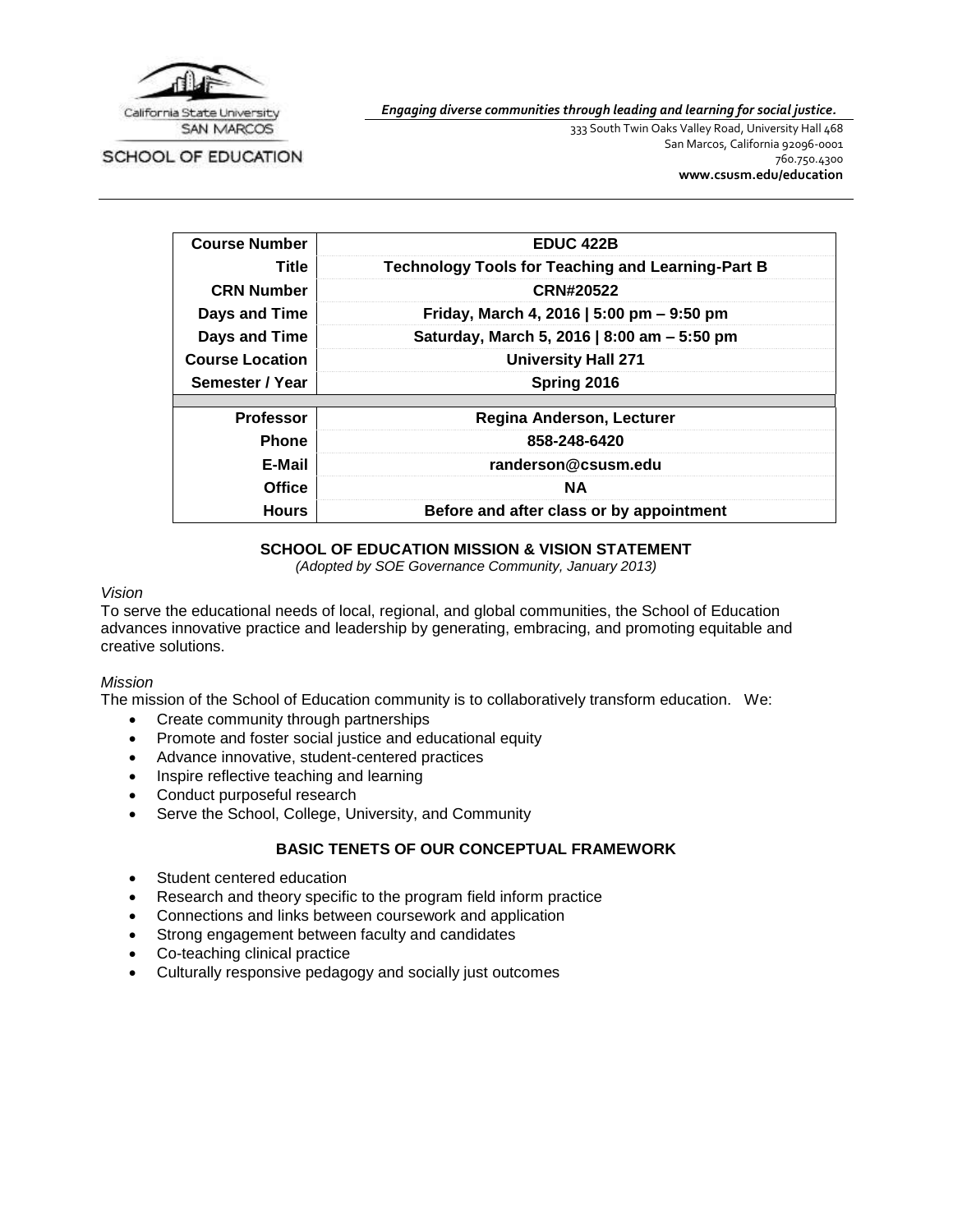California State University
SAN MARCOS

SCHOOL OF EDUCATION

***Engaging diverse communities through leading and learning for social justice.***

333 South Twin Oaks Valley Road, University Hall 468
San Marcos, California 92096-0001
760.750.4300
**www.csusm.edu/education**

| **Course Number** | **EDUC 422B** |
|---|---|
| **Title** | **Technology Tools for Teaching and Learning-Part B** |
| **CRN Number** | **CRN#20522** |
| **Days and Time** | **Friday, March 4, 2016 \| 5:00 pm – 9:50 pm** |
| **Days and Time** | **Saturday, March 5, 2016 \| 8:00 am – 5:50 pm** |
| **Course Location** | **University Hall 271** |
| **Semester / Year** | **Spring 2016** |
| | |
| **Professor** | **Regina Anderson, Lecturer** |
| **Phone** | **858-248-6420** |
| **E-Mail** | **randerson@csusm.edu** |
| **Office** | **NA** |
| **Hours** | **Before and after class or by appointment** |

## SCHOOL OF EDUCATION MISSION & VISION STATEMENT

*(Adopted by SOE Governance Community, January 2013)*

*Vision*

To serve the educational needs of local, regional, and global communities, the School of Education advances innovative practice and leadership by generating, embracing, and promoting equitable and creative solutions.

*Mission*

The mission of the School of Education community is to collaboratively transform education. We:

- Create community through partnerships
- Promote and foster social justice and educational equity
- Advance innovative, student-centered practices
- Inspire reflective teaching and learning
- Conduct purposeful research
- Serve the School, College, University, and Community

## BASIC TENETS OF OUR CONCEPTUAL FRAMEWORK

- Student centered education
- Research and theory specific to the program field inform practice
- Connections and links between coursework and application
- Strong engagement between faculty and candidates
- Co-teaching clinical practice
- Culturally responsive pedagogy and socially just outcomes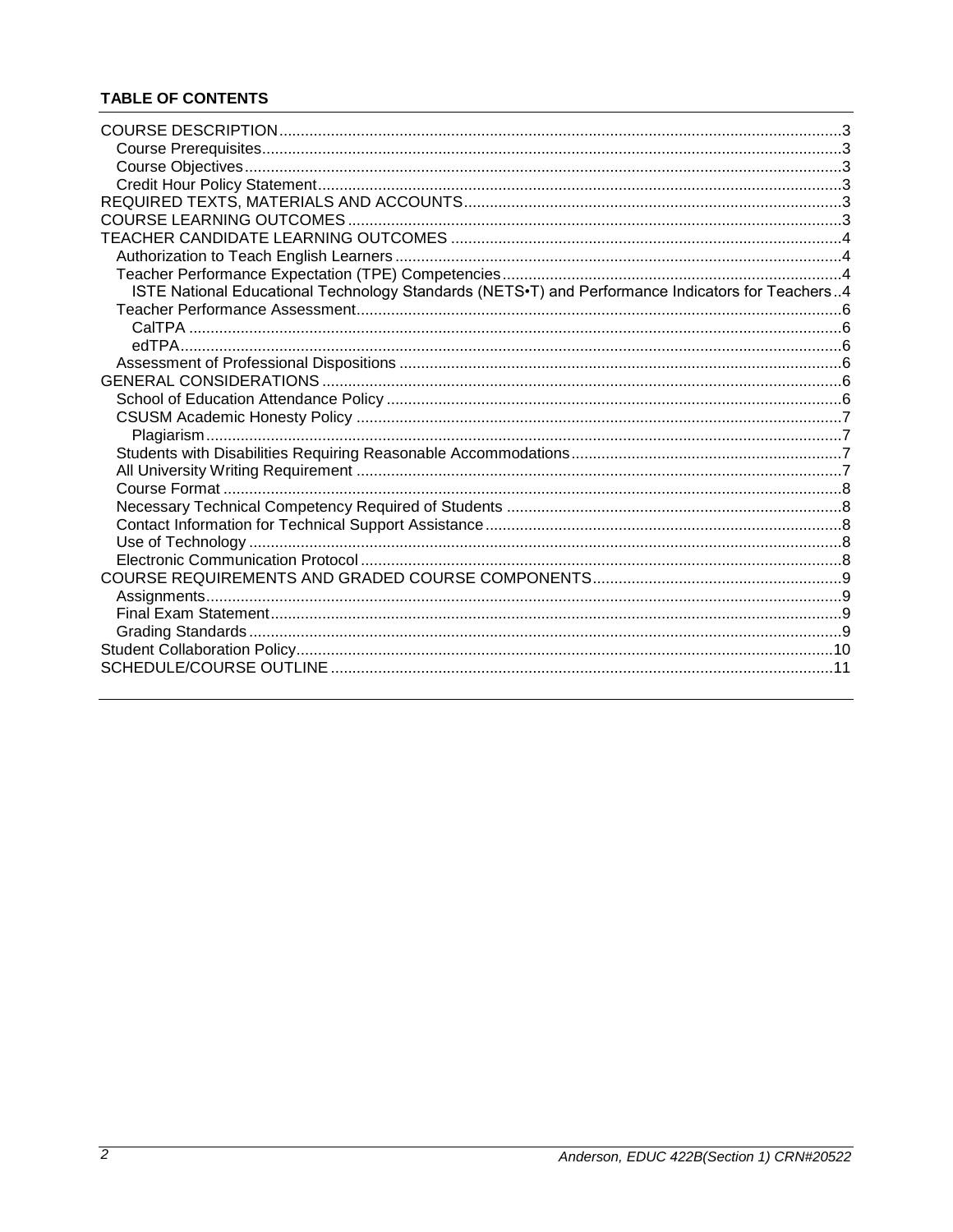**TABLE OF CONTENTS**

- COURSE DESCRIPTION ... 3
  - Course Prerequisites ... 3
  - Course Objectives ... 3
  - Credit Hour Policy Statement ... 3
- REQUIRED TEXTS, MATERIALS AND ACCOUNTS ... 3
- COURSE LEARNING OUTCOMES ... 3
- TEACHER CANDIDATE LEARNING OUTCOMES ... 4
  - Authorization to Teach English Learners ... 4
  - Teacher Performance Expectation (TPE) Competencies ... 4
    - ISTE National Educational Technology Standards (NETS•T) and Performance Indicators for Teachers ... 4
  - Teacher Performance Assessment ... 6
    - CalTPA ... 6
    - edTPA ... 6
  - Assessment of Professional Dispositions ... 6
- GENERAL CONSIDERATIONS ... 6
  - School of Education Attendance Policy ... 6
  - CSUSM Academic Honesty Policy ... 7
    - Plagiarism ... 7
  - Students with Disabilities Requiring Reasonable Accommodations ... 7
  - All University Writing Requirement ... 7
  - Course Format ... 8
  - Necessary Technical Competency Required of Students ... 8
  - Contact Information for Technical Support Assistance ... 8
  - Use of Technology ... 8
  - Electronic Communication Protocol ... 8
- COURSE REQUIREMENTS AND GRADED COURSE COMPONENTS ... 9
  - Assignments ... 9
  - Final Exam Statement ... 9
  - Grading Standards ... 9
- Student Collaboration Policy ... 10
- SCHEDULE/COURSE OUTLINE ... 11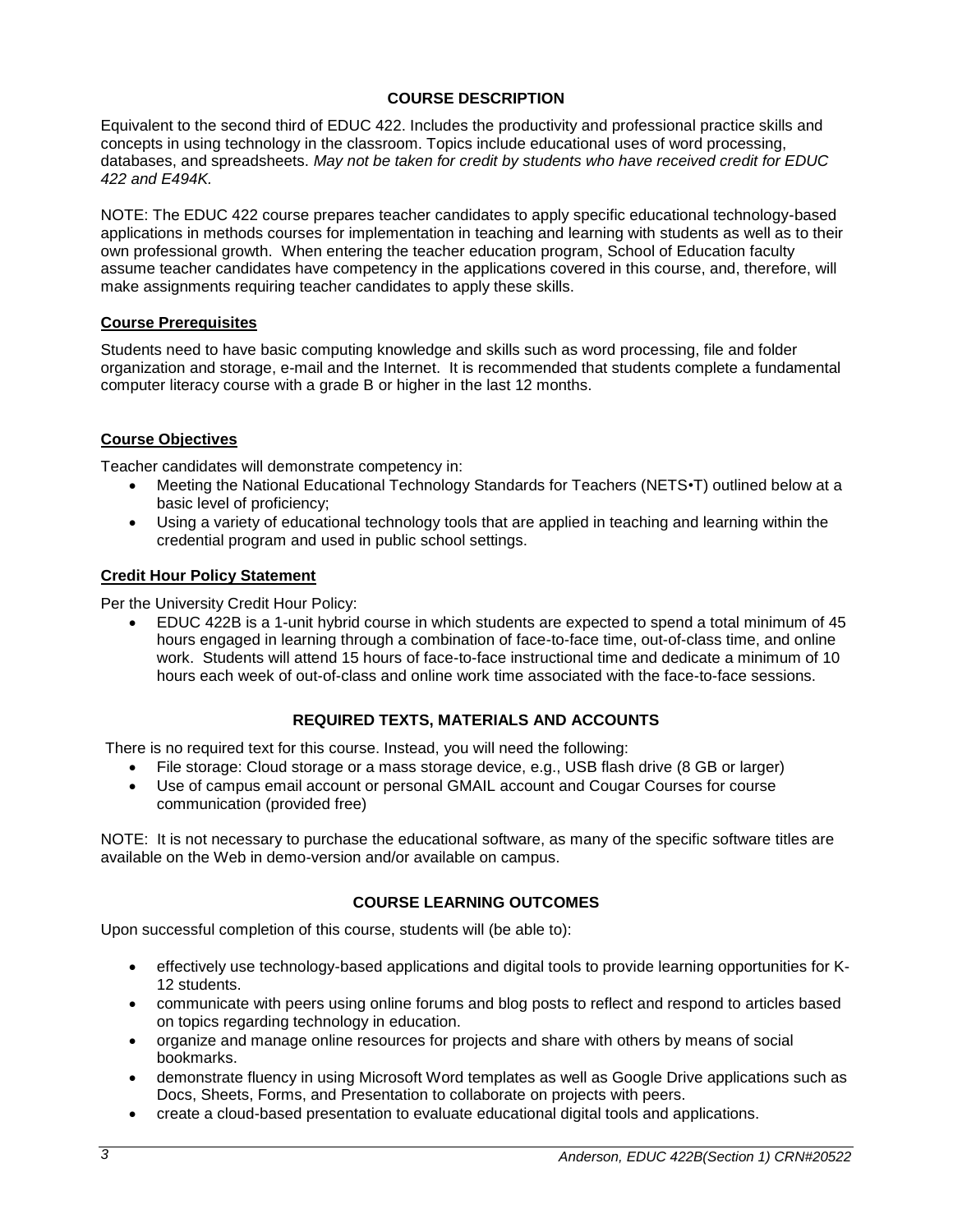## COURSE DESCRIPTION

Equivalent to the second third of EDUC 422. Includes the productivity and professional practice skills and concepts in using technology in the classroom. Topics include educational uses of word processing, databases, and spreadsheets. *May not be taken for credit by students who have received credit for EDUC 422 and E494K.*

NOTE: The EDUC 422 course prepares teacher candidates to apply specific educational technology-based applications in methods courses for implementation in teaching and learning with students as well as to their own professional growth. When entering the teacher education program, School of Education faculty assume teacher candidates have competency in the applications covered in this course, and, therefore, will make assignments requiring teacher candidates to apply these skills.

### Course Prerequisites

Students need to have basic computing knowledge and skills such as word processing, file and folder organization and storage, e-mail and the Internet. It is recommended that students complete a fundamental computer literacy course with a grade B or higher in the last 12 months.

### Course Objectives

Teacher candidates will demonstrate competency in:

- Meeting the National Educational Technology Standards for Teachers (NETS•T) outlined below at a basic level of proficiency;
- Using a variety of educational technology tools that are applied in teaching and learning within the credential program and used in public school settings.

### Credit Hour Policy Statement

Per the University Credit Hour Policy:

- EDUC 422B is a 1-unit hybrid course in which students are expected to spend a total minimum of 45 hours engaged in learning through a combination of face-to-face time, out-of-class time, and online work. Students will attend 15 hours of face-to-face instructional time and dedicate a minimum of 10 hours each week of out-of-class and online work time associated with the face-to-face sessions.

## REQUIRED TEXTS, MATERIALS AND ACCOUNTS

There is no required text for this course. Instead, you will need the following:

- File storage: Cloud storage or a mass storage device, e.g., USB flash drive (8 GB or larger)
- Use of campus email account or personal GMAIL account and Cougar Courses for course communication (provided free)

NOTE: It is not necessary to purchase the educational software, as many of the specific software titles are available on the Web in demo-version and/or available on campus.

## COURSE LEARNING OUTCOMES

Upon successful completion of this course, students will (be able to):

- effectively use technology-based applications and digital tools to provide learning opportunities for K-12 students.
- communicate with peers using online forums and blog posts to reflect and respond to articles based on topics regarding technology in education.
- organize and manage online resources for projects and share with others by means of social bookmarks.
- demonstrate fluency in using Microsoft Word templates as well as Google Drive applications such as Docs, Sheets, Forms, and Presentation to collaborate on projects with peers.
- create a cloud-based presentation to evaluate educational digital tools and applications.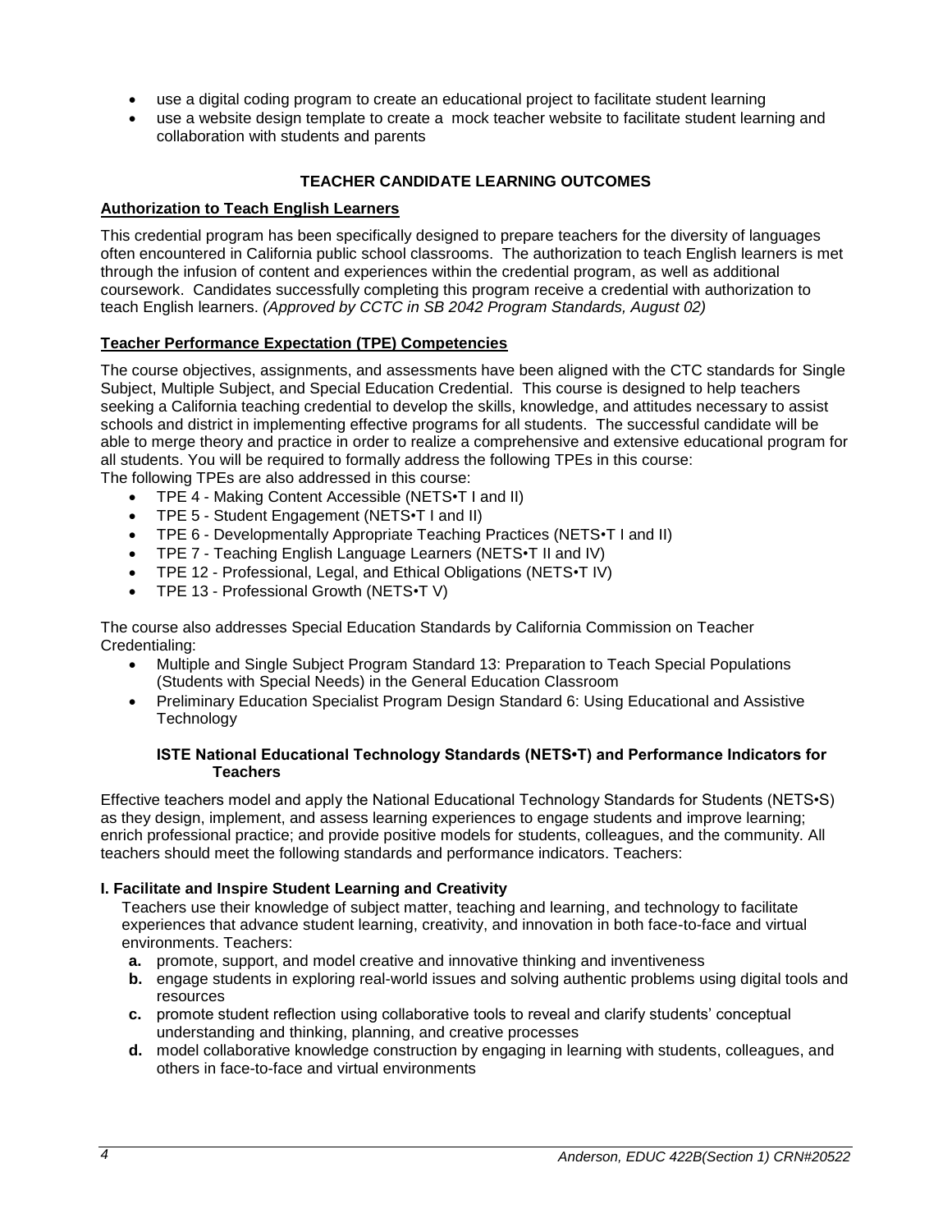- use a digital coding program to create an educational project to facilitate student learning
- use a website design template to create a mock teacher website to facilitate student learning and collaboration with students and parents

## TEACHER CANDIDATE LEARNING OUTCOMES

### Authorization to Teach English Learners

This credential program has been specifically designed to prepare teachers for the diversity of languages often encountered in California public school classrooms. The authorization to teach English learners is met through the infusion of content and experiences within the credential program, as well as additional coursework. Candidates successfully completing this program receive a credential with authorization to teach English learners. *(Approved by CCTC in SB 2042 Program Standards, August 02)*

### Teacher Performance Expectation (TPE) Competencies

The course objectives, assignments, and assessments have been aligned with the CTC standards for Single Subject, Multiple Subject, and Special Education Credential. This course is designed to help teachers seeking a California teaching credential to develop the skills, knowledge, and attitudes necessary to assist schools and district in implementing effective programs for all students. The successful candidate will be able to merge theory and practice in order to realize a comprehensive and extensive educational program for all students. You will be required to formally address the following TPEs in this course:
The following TPEs are also addressed in this course:

- TPE 4 - Making Content Accessible (NETS•T I and II)
- TPE 5 - Student Engagement (NETS•T I and II)
- TPE 6 - Developmentally Appropriate Teaching Practices (NETS•T I and II)
- TPE 7 - Teaching English Language Learners (NETS•T II and IV)
- TPE 12 - Professional, Legal, and Ethical Obligations (NETS•T IV)
- TPE 13 - Professional Growth (NETS•T V)

The course also addresses Special Education Standards by California Commission on Teacher Credentialing:

- Multiple and Single Subject Program Standard 13: Preparation to Teach Special Populations (Students with Special Needs) in the General Education Classroom
- Preliminary Education Specialist Program Design Standard 6: Using Educational and Assistive Technology

#### ISTE National Educational Technology Standards (NETS•T) and Performance Indicators for Teachers

Effective teachers model and apply the National Educational Technology Standards for Students (NETS•S) as they design, implement, and assess learning experiences to engage students and improve learning; enrich professional practice; and provide positive models for students, colleagues, and the community. All teachers should meet the following standards and performance indicators. Teachers:

**I. Facilitate and Inspire Student Learning and Creativity**

Teachers use their knowledge of subject matter, teaching and learning, and technology to facilitate experiences that advance student learning, creativity, and innovation in both face-to-face and virtual environments. Teachers:

- **a.** promote, support, and model creative and innovative thinking and inventiveness
- **b.** engage students in exploring real-world issues and solving authentic problems using digital tools and resources
- **c.** promote student reflection using collaborative tools to reveal and clarify students' conceptual understanding and thinking, planning, and creative processes
- **d.** model collaborative knowledge construction by engaging in learning with students, colleagues, and others in face-to-face and virtual environments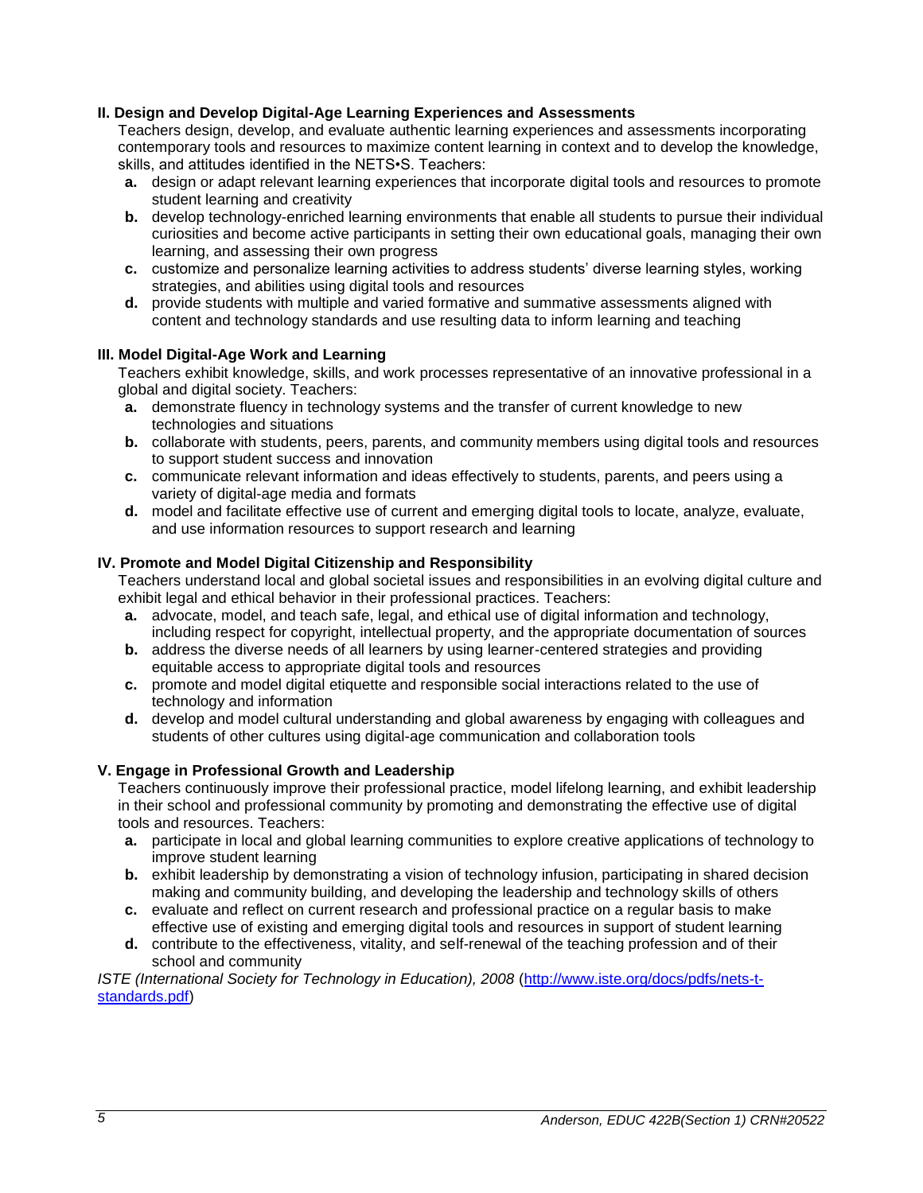**II. Design and Develop Digital-Age Learning Experiences and Assessments**

Teachers design, develop, and evaluate authentic learning experiences and assessments incorporating contemporary tools and resources to maximize content learning in context and to develop the knowledge, skills, and attitudes identified in the NETS•S. Teachers:

- **a.** design or adapt relevant learning experiences that incorporate digital tools and resources to promote student learning and creativity
- **b.** develop technology-enriched learning environments that enable all students to pursue their individual curiosities and become active participants in setting their own educational goals, managing their own learning, and assessing their own progress
- **c.** customize and personalize learning activities to address students' diverse learning styles, working strategies, and abilities using digital tools and resources
- **d.** provide students with multiple and varied formative and summative assessments aligned with content and technology standards and use resulting data to inform learning and teaching

**III. Model Digital-Age Work and Learning**

Teachers exhibit knowledge, skills, and work processes representative of an innovative professional in a global and digital society. Teachers:

- **a.** demonstrate fluency in technology systems and the transfer of current knowledge to new technologies and situations
- **b.** collaborate with students, peers, parents, and community members using digital tools and resources to support student success and innovation
- **c.** communicate relevant information and ideas effectively to students, parents, and peers using a variety of digital-age media and formats
- **d.** model and facilitate effective use of current and emerging digital tools to locate, analyze, evaluate, and use information resources to support research and learning

**IV. Promote and Model Digital Citizenship and Responsibility**

Teachers understand local and global societal issues and responsibilities in an evolving digital culture and exhibit legal and ethical behavior in their professional practices. Teachers:

- **a.** advocate, model, and teach safe, legal, and ethical use of digital information and technology, including respect for copyright, intellectual property, and the appropriate documentation of sources
- **b.** address the diverse needs of all learners by using learner-centered strategies and providing equitable access to appropriate digital tools and resources
- **c.** promote and model digital etiquette and responsible social interactions related to the use of technology and information
- **d.** develop and model cultural understanding and global awareness by engaging with colleagues and students of other cultures using digital-age communication and collaboration tools

**V. Engage in Professional Growth and Leadership**

Teachers continuously improve their professional practice, model lifelong learning, and exhibit leadership in their school and professional community by promoting and demonstrating the effective use of digital tools and resources. Teachers:

- **a.** participate in local and global learning communities to explore creative applications of technology to improve student learning
- **b.** exhibit leadership by demonstrating a vision of technology infusion, participating in shared decision making and community building, and developing the leadership and technology skills of others
- **c.** evaluate and reflect on current research and professional practice on a regular basis to make effective use of existing and emerging digital tools and resources in support of student learning
- **d.** contribute to the effectiveness, vitality, and self-renewal of the teaching profession and of their school and community

*ISTE (International Society for Technology in Education), 2008* ([http://www.iste.org/docs/pdfs/nets-t-standards.pdf](http://www.iste.org/docs/pdfs/nets-t-standards.pdf))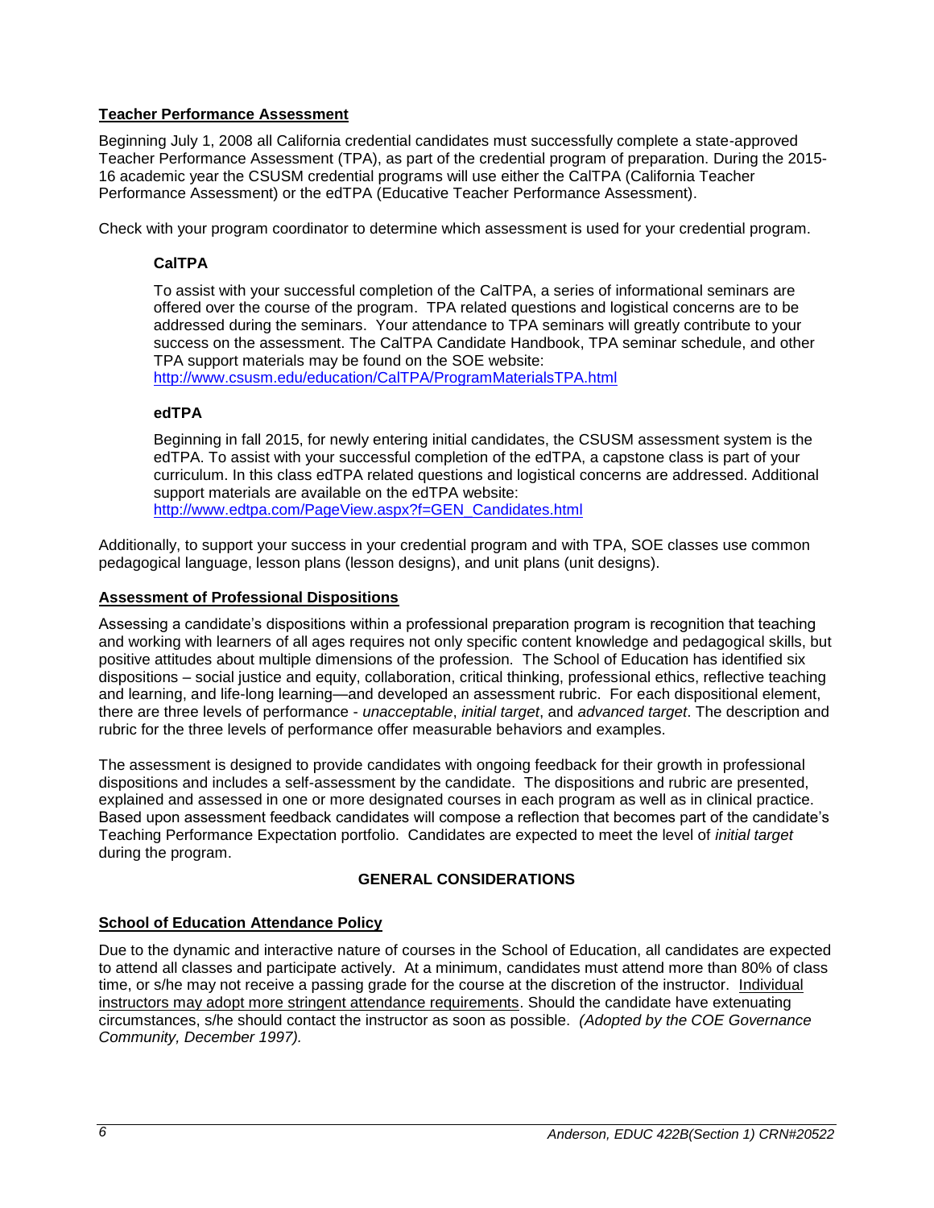## Teacher Performance Assessment

Beginning July 1, 2008 all California credential candidates must successfully complete a state-approved Teacher Performance Assessment (TPA), as part of the credential program of preparation. During the 2015-16 academic year the CSUSM credential programs will use either the CalTPA (California Teacher Performance Assessment) or the edTPA (Educative Teacher Performance Assessment).

Check with your program coordinator to determine which assessment is used for your credential program.

### CalTPA

To assist with your successful completion of the CalTPA, a series of informational seminars are offered over the course of the program. TPA related questions and logistical concerns are to be addressed during the seminars. Your attendance to TPA seminars will greatly contribute to your success on the assessment. The CalTPA Candidate Handbook, TPA seminar schedule, and other TPA support materials may be found on the SOE website:
http://www.csusm.edu/education/CalTPA/ProgramMaterialsTPA.html

### edTPA

Beginning in fall 2015, for newly entering initial candidates, the CSUSM assessment system is the edTPA. To assist with your successful completion of the edTPA, a capstone class is part of your curriculum. In this class edTPA related questions and logistical concerns are addressed. Additional support materials are available on the edTPA website:
http://www.edtpa.com/PageView.aspx?f=GEN_Candidates.html

Additionally, to support your success in your credential program and with TPA, SOE classes use common pedagogical language, lesson plans (lesson designs), and unit plans (unit designs).

## Assessment of Professional Dispositions

Assessing a candidate's dispositions within a professional preparation program is recognition that teaching and working with learners of all ages requires not only specific content knowledge and pedagogical skills, but positive attitudes about multiple dimensions of the profession. The School of Education has identified six dispositions – social justice and equity, collaboration, critical thinking, professional ethics, reflective teaching and learning, and life-long learning—and developed an assessment rubric. For each dispositional element, there are three levels of performance - *unacceptable*, *initial target*, and *advanced target*. The description and rubric for the three levels of performance offer measurable behaviors and examples.

The assessment is designed to provide candidates with ongoing feedback for their growth in professional dispositions and includes a self-assessment by the candidate. The dispositions and rubric are presented, explained and assessed in one or more designated courses in each program as well as in clinical practice. Based upon assessment feedback candidates will compose a reflection that becomes part of the candidate's Teaching Performance Expectation portfolio. Candidates are expected to meet the level of *initial target* during the program.

# GENERAL CONSIDERATIONS

## School of Education Attendance Policy

Due to the dynamic and interactive nature of courses in the School of Education, all candidates are expected to attend all classes and participate actively. At a minimum, candidates must attend more than 80% of class time, or s/he may not receive a passing grade for the course at the discretion of the instructor. Individual instructors may adopt more stringent attendance requirements. Should the candidate have extenuating circumstances, s/he should contact the instructor as soon as possible. *(Adopted by the COE Governance Community, December 1997).*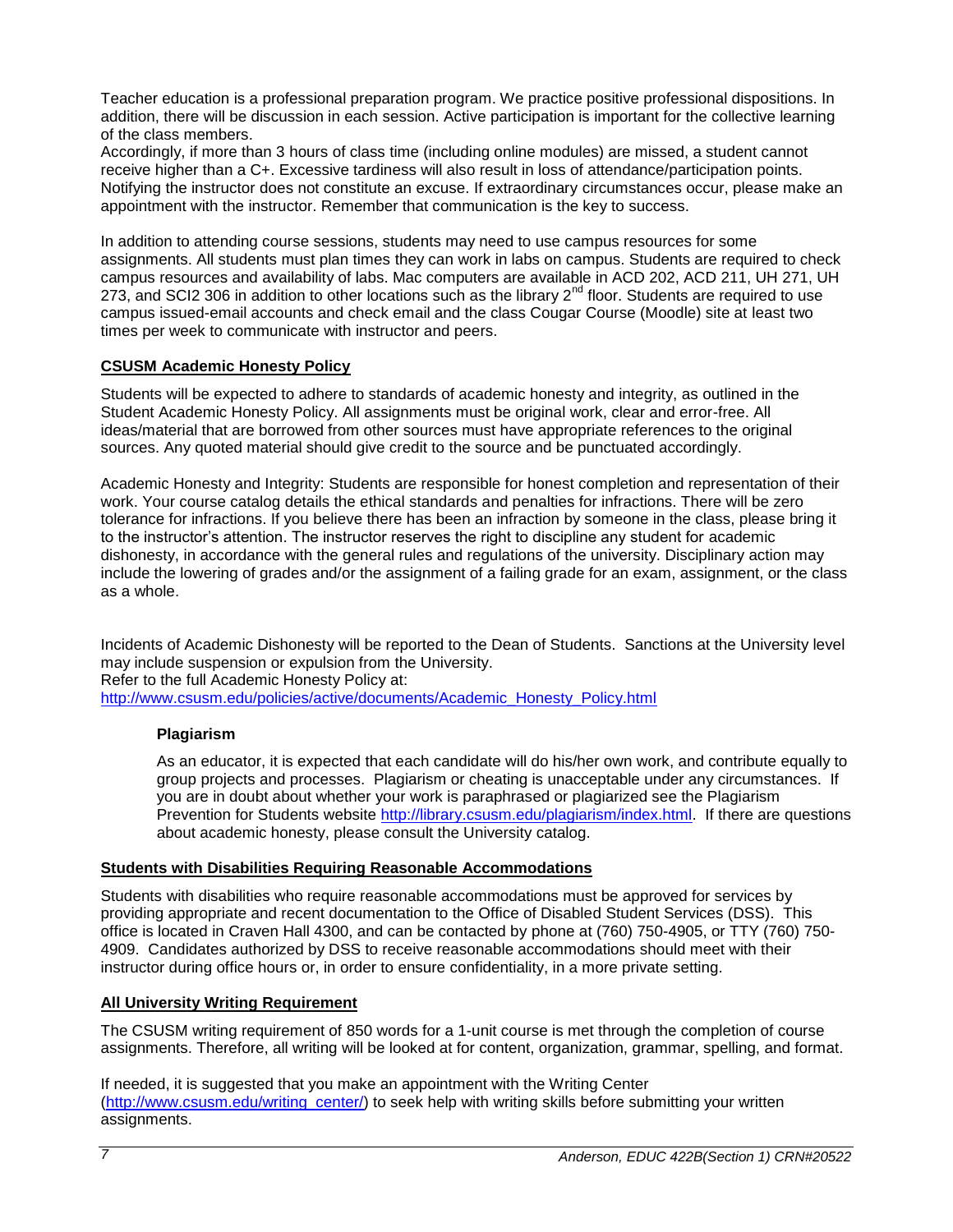Teacher education is a professional preparation program. We practice positive professional dispositions. In addition, there will be discussion in each session. Active participation is important for the collective learning of the class members.
Accordingly, if more than 3 hours of class time (including online modules) are missed, a student cannot receive higher than a C+. Excessive tardiness will also result in loss of attendance/participation points. Notifying the instructor does not constitute an excuse. If extraordinary circumstances occur, please make an appointment with the instructor. Remember that communication is the key to success.

In addition to attending course sessions, students may need to use campus resources for some assignments. All students must plan times they can work in labs on campus. Students are required to check campus resources and availability of labs. Mac computers are available in ACD 202, ACD 211, UH 271, UH 273, and SCI2 306 in addition to other locations such as the library 2nd floor. Students are required to use campus issued-email accounts and check email and the class Cougar Course (Moodle) site at least two times per week to communicate with instructor and peers.

## CSUSM Academic Honesty Policy

Students will be expected to adhere to standards of academic honesty and integrity, as outlined in the Student Academic Honesty Policy. All assignments must be original work, clear and error-free. All ideas/material that are borrowed from other sources must have appropriate references to the original sources. Any quoted material should give credit to the source and be punctuated accordingly.

Academic Honesty and Integrity: Students are responsible for honest completion and representation of their work. Your course catalog details the ethical standards and penalties for infractions. There will be zero tolerance for infractions. If you believe there has been an infraction by someone in the class, please bring it to the instructor's attention. The instructor reserves the right to discipline any student for academic dishonesty, in accordance with the general rules and regulations of the university. Disciplinary action may include the lowering of grades and/or the assignment of a failing grade for an exam, assignment, or the class as a whole.

Incidents of Academic Dishonesty will be reported to the Dean of Students. Sanctions at the University level may include suspension or expulsion from the University.
Refer to the full Academic Honesty Policy at:
http://www.csusm.edu/policies/active/documents/Academic_Honesty_Policy.html

### Plagiarism

As an educator, it is expected that each candidate will do his/her own work, and contribute equally to group projects and processes. Plagiarism or cheating is unacceptable under any circumstances. If you are in doubt about whether your work is paraphrased or plagiarized see the Plagiarism Prevention for Students website http://library.csusm.edu/plagiarism/index.html. If there are questions about academic honesty, please consult the University catalog.

## Students with Disabilities Requiring Reasonable Accommodations

Students with disabilities who require reasonable accommodations must be approved for services by providing appropriate and recent documentation to the Office of Disabled Student Services (DSS). This office is located in Craven Hall 4300, and can be contacted by phone at (760) 750-4905, or TTY (760) 750-4909. Candidates authorized by DSS to receive reasonable accommodations should meet with their instructor during office hours or, in order to ensure confidentiality, in a more private setting.

## All University Writing Requirement

The CSUSM writing requirement of 850 words for a 1-unit course is met through the completion of course assignments. Therefore, all writing will be looked at for content, organization, grammar, spelling, and format.

If needed, it is suggested that you make an appointment with the Writing Center (http://www.csusm.edu/writing_center/) to seek help with writing skills before submitting your written assignments.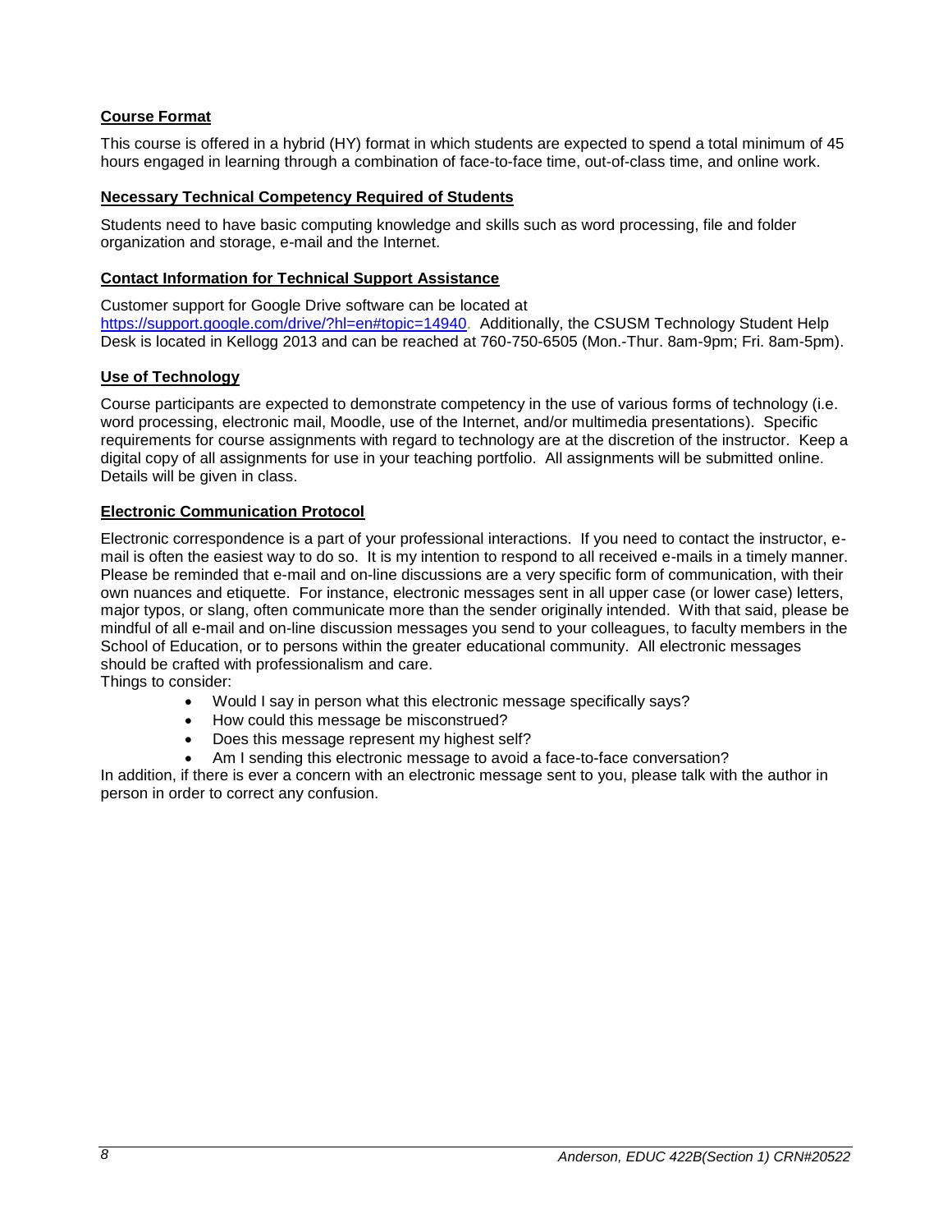**Course Format**

This course is offered in a hybrid (HY) format in which students are expected to spend a total minimum of 45 hours engaged in learning through a combination of face-to-face time, out-of-class time, and online work.

**Necessary Technical Competency Required of Students**

Students need to have basic computing knowledge and skills such as word processing, file and folder organization and storage, e-mail and the Internet.

**Contact Information for Technical Support Assistance**

Customer support for Google Drive software can be located at https://support.google.com/drive/?hl=en#topic=14940. Additionally, the CSUSM Technology Student Help Desk is located in Kellogg 2013 and can be reached at 760-750-6505 (Mon.-Thur. 8am-9pm; Fri. 8am-5pm).

**Use of Technology**

Course participants are expected to demonstrate competency in the use of various forms of technology (i.e. word processing, electronic mail, Moodle, use of the Internet, and/or multimedia presentations). Specific requirements for course assignments with regard to technology are at the discretion of the instructor. Keep a digital copy of all assignments for use in your teaching portfolio. All assignments will be submitted online. Details will be given in class.

**Electronic Communication Protocol**

Electronic correspondence is a part of your professional interactions. If you need to contact the instructor, e-mail is often the easiest way to do so. It is my intention to respond to all received e-mails in a timely manner. Please be reminded that e-mail and on-line discussions are a very specific form of communication, with their own nuances and etiquette. For instance, electronic messages sent in all upper case (or lower case) letters, major typos, or slang, often communicate more than the sender originally intended. With that said, please be mindful of all e-mail and on-line discussion messages you send to your colleagues, to faculty members in the School of Education, or to persons within the greater educational community. All electronic messages should be crafted with professionalism and care.

Things to consider:

- Would I say in person what this electronic message specifically says?
- How could this message be misconstrued?
- Does this message represent my highest self?
- Am I sending this electronic message to avoid a face-to-face conversation?

In addition, if there is ever a concern with an electronic message sent to you, please talk with the author in person in order to correct any confusion.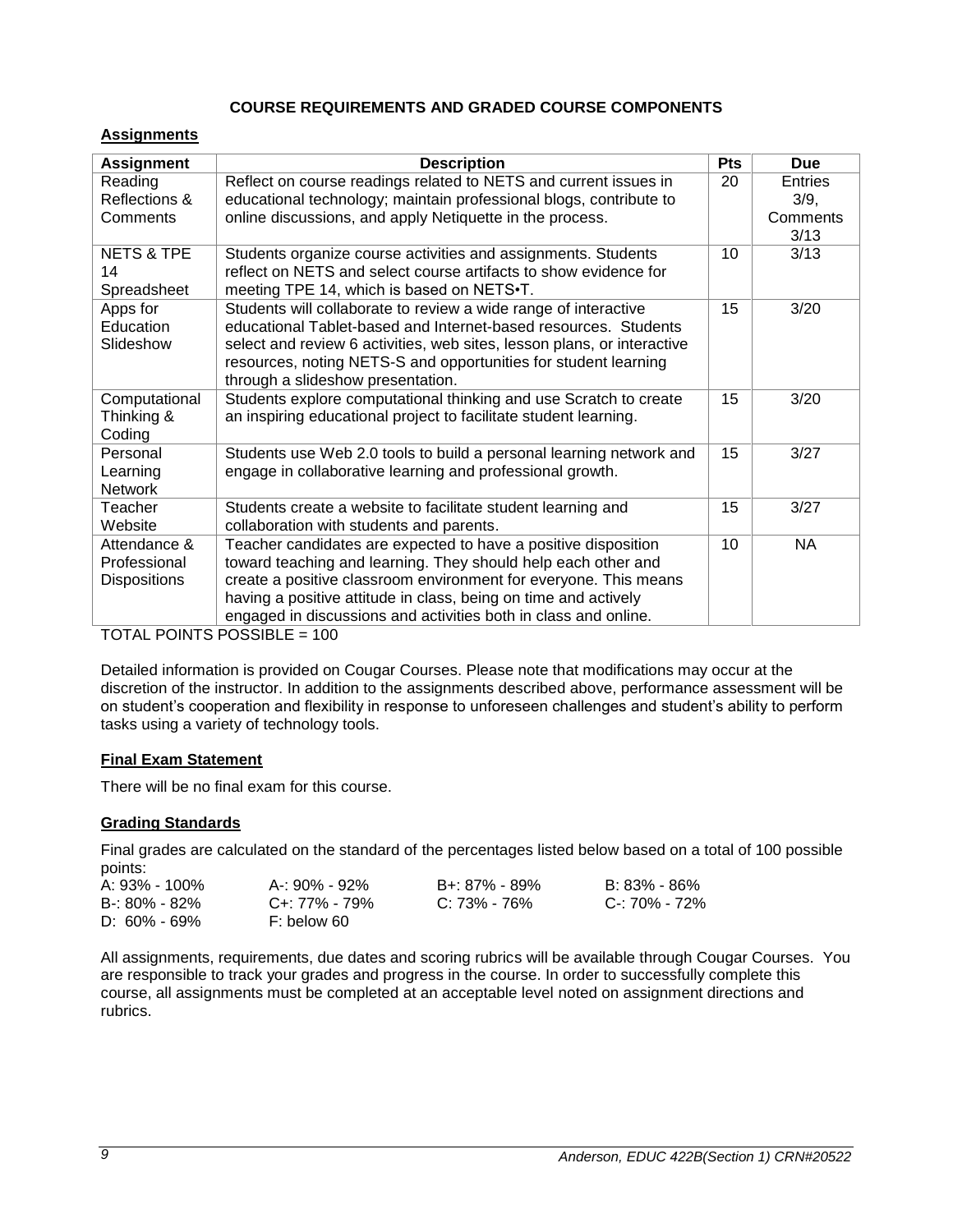## COURSE REQUIREMENTS AND GRADED COURSE COMPONENTS

### Assignments

| Assignment | Description | Pts | Due |
|---|---|---|---|
| Reading Reflections & Comments | Reflect on course readings related to NETS and current issues in educational technology; maintain professional blogs, contribute to online discussions, and apply Netiquette in the process. | 20 | Entries 3/9, Comments 3/13 |
| NETS & TPE 14 Spreadsheet | Students organize course activities and assignments. Students reflect on NETS and select course artifacts to show evidence for meeting TPE 14, which is based on NETS•T. | 10 | 3/13 |
| Apps for Education Slideshow | Students will collaborate to review a wide range of interactive educational Tablet-based and Internet-based resources. Students select and review 6 activities, web sites, lesson plans, or interactive resources, noting NETS-S and opportunities for student learning through a slideshow presentation. | 15 | 3/20 |
| Computational Thinking & Coding | Students explore computational thinking and use Scratch to create an inspiring educational project to facilitate student learning. | 15 | 3/20 |
| Personal Learning Network | Students use Web 2.0 tools to build a personal learning network and engage in collaborative learning and professional growth. | 15 | 3/27 |
| Teacher Website | Students create a website to facilitate student learning and collaboration with students and parents. | 15 | 3/27 |
| Attendance & Professional Dispositions | Teacher candidates are expected to have a positive disposition toward teaching and learning. They should help each other and create a positive classroom environment for everyone. This means having a positive attitude in class, being on time and actively engaged in discussions and activities both in class and online. | 10 | NA |

TOTAL POINTS POSSIBLE = 100

Detailed information is provided on Cougar Courses. Please note that modifications may occur at the discretion of the instructor. In addition to the assignments described above, performance assessment will be on student's cooperation and flexibility in response to unforeseen challenges and student's ability to perform tasks using a variety of technology tools.

### Final Exam Statement

There will be no final exam for this course.

### Grading Standards

Final grades are calculated on the standard of the percentages listed below based on a total of 100 possible points:

| | | | |
|---|---|---|---|
| A: 93% - 100% | A-: 90% - 92% | B+: 87% - 89% | B: 83% - 86% |
| B-: 80% - 82% | C+: 77% - 79% | C: 73% - 76% | C-: 70% - 72% |
| D: 60% - 69% | F: below 60 | | |

All assignments, requirements, due dates and scoring rubrics will be available through Cougar Courses. You are responsible to track your grades and progress in the course. In order to successfully complete this course, all assignments must be completed at an acceptable level noted on assignment directions and rubrics.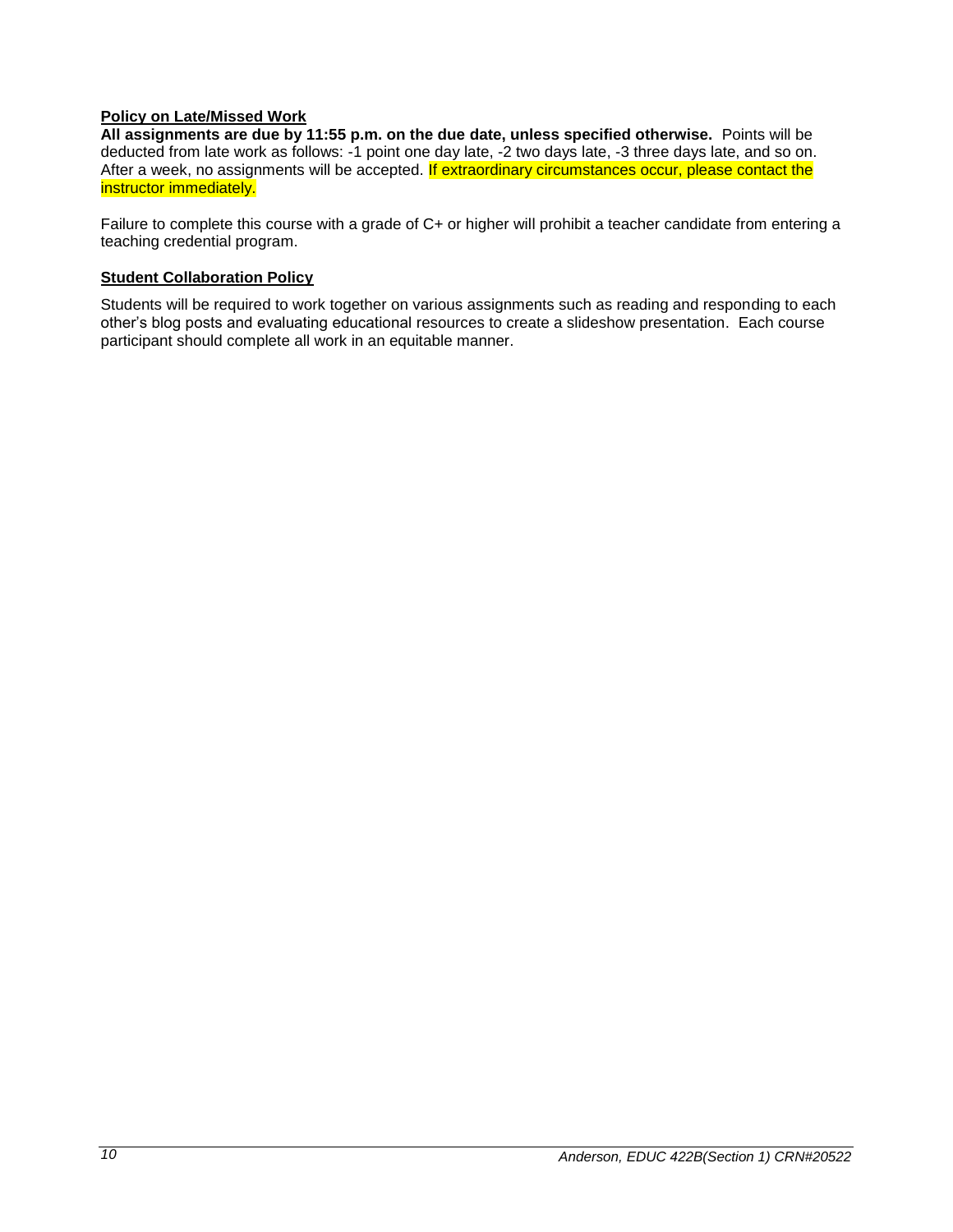**<u>Policy on Late/Missed Work</u>**

**All assignments are due by 11:55 p.m. on the due date, unless specified otherwise.** Points will be deducted from late work as follows: -1 point one day late, -2 two days late, -3 three days late, and so on. After a week, no assignments will be accepted. If extraordinary circumstances occur, please contact the instructor immediately.

Failure to complete this course with a grade of C+ or higher will prohibit a teacher candidate from entering a teaching credential program.

**<u>Student Collaboration Policy</u>**

Students will be required to work together on various assignments such as reading and responding to each other's blog posts and evaluating educational resources to create a slideshow presentation. Each course participant should complete all work in an equitable manner.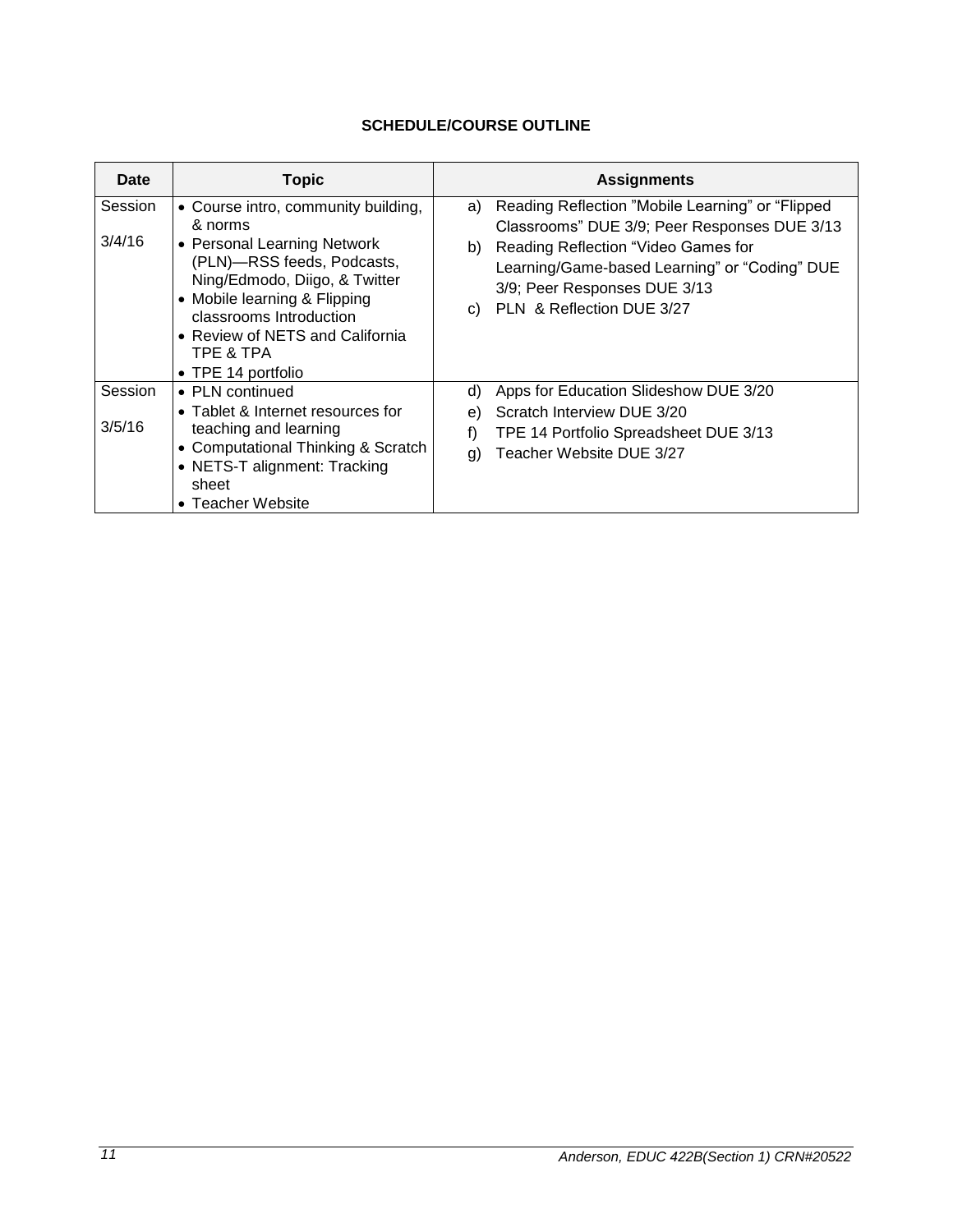**SCHEDULE/COURSE OUTLINE**

| Date | Topic | Assignments |
|---|---|---|
| Session<br>3/4/16 | • Course intro, community building, & norms<br>• Personal Learning Network (PLN)—RSS feeds, Podcasts, Ning/Edmodo, Diigo, & Twitter<br>• Mobile learning & Flipping classrooms Introduction<br>• Review of NETS and California TPE & TPA<br>• TPE 14 portfolio | a) Reading Reflection "Mobile Learning" or "Flipped Classrooms" DUE 3/9; Peer Responses DUE 3/13<br>b) Reading Reflection "Video Games for Learning/Game-based Learning" or "Coding" DUE 3/9; Peer Responses DUE 3/13<br>c) PLN & Reflection DUE 3/27 |
| Session<br>3/5/16 | • PLN continued<br>• Tablet & Internet resources for teaching and learning<br>• Computational Thinking & Scratch<br>• NETS-T alignment: Tracking sheet<br>• Teacher Website | d) Apps for Education Slideshow DUE 3/20<br>e) Scratch Interview DUE 3/20<br>f) TPE 14 Portfolio Spreadsheet DUE 3/13<br>g) Teacher Website DUE 3/27 |